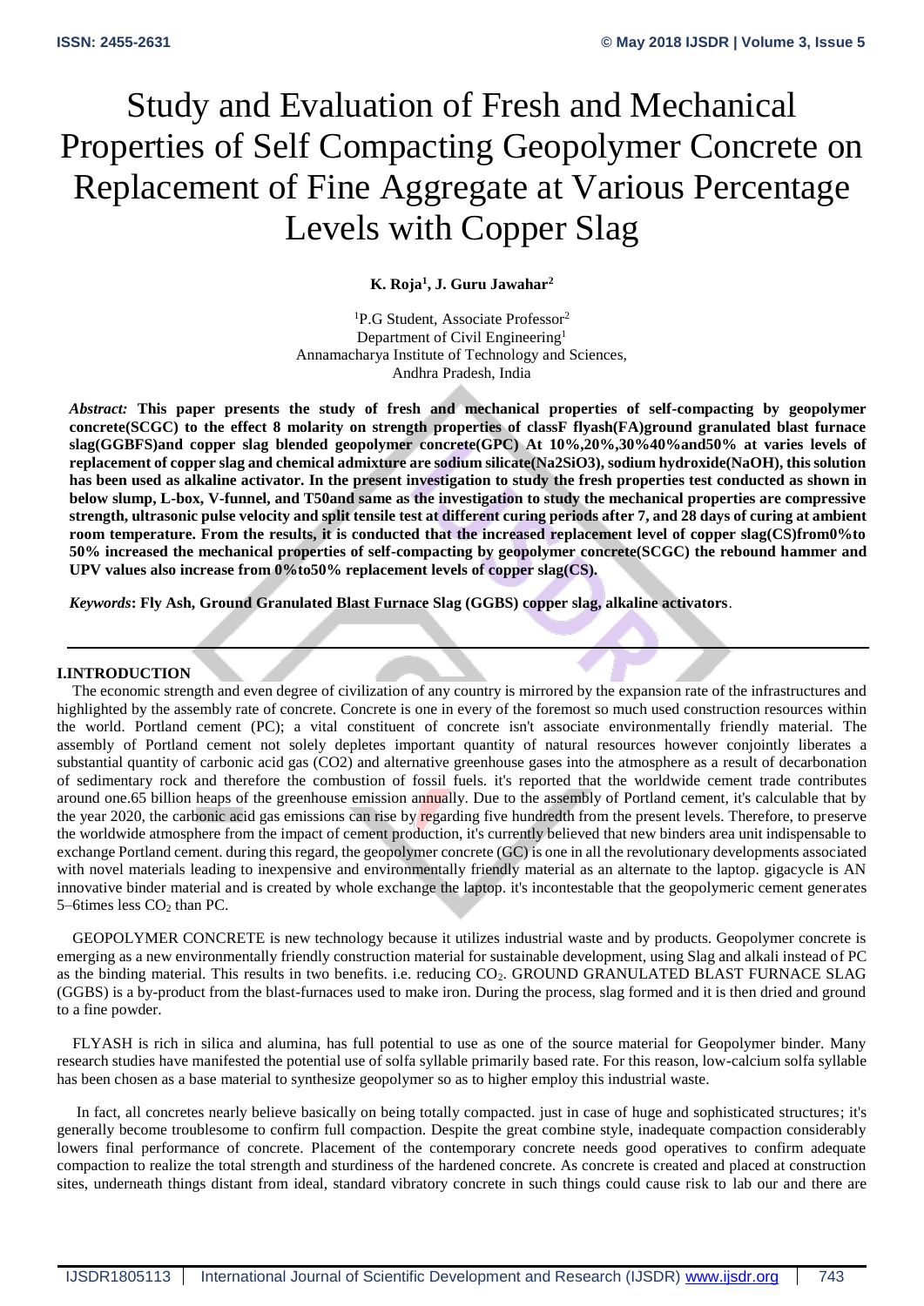# Study and Evaluation of Fresh and Mechanical Properties of Self Compacting Geopolymer Concrete on Replacement of Fine Aggregate at Various Percentage Levels with Copper Slag

**K. Roja[1], J. Guru Jawahar[2]**

[1]P.G Student, Associate Professor[2]
Department of Civil Engineering[1]
Annamacharya Institute of Technology and Sciences,
Andhra Pradesh, India

*Abstract:* **This paper presents the study of fresh and mechanical properties of self-compacting by geopolymer concrete(SCGC) to the effect 8 molarity on strength properties of classF flyash(FA)ground granulated blast furnace slag(GGBFS)and copper slag blended geopolymer concrete(GPC) At 10%,20%,30%40%and50% at varies levels of replacement of copper slag and chemical admixture are sodium silicate(Na2SiO3), sodium hydroxide(NaOH), this solution has been used as alkaline activator. In the present investigation to study the fresh properties test conducted as shown in below slump, L-box, V-funnel, and T50and same as the investigation to study the mechanical properties are compressive strength, ultrasonic pulse velocity and split tensile test at different curing periods after 7, and 28 days of curing at ambient room temperature. From the results, it is conducted that the increased replacement level of copper slag(CS)from0%to 50% increased the mechanical properties of self-compacting by geopolymer concrete(SCGC) the rebound hammer and UPV values also increase from 0%to50% replacement levels of copper slag(CS).**

*Keywords***: Fly Ash, Ground Granulated Blast Furnace Slag (GGBS) copper slag, alkaline activators**.

## I.INTRODUCTION

The economic strength and even degree of civilization of any country is mirrored by the expansion rate of the infrastructures and highlighted by the assembly rate of concrete. Concrete is one in every of the foremost so much used construction resources within the world. Portland cement (PC); a vital constituent of concrete isn't associate environmentally friendly material. The assembly of Portland cement not solely depletes important quantity of natural resources however conjointly liberates a substantial quantity of carbonic acid gas (CO2) and alternative greenhouse gases into the atmosphere as a result of decarbonation of sedimentary rock and therefore the combustion of fossil fuels. it's reported that the worldwide cement trade contributes around one.65 billion heaps of the greenhouse emission annually. Due to the assembly of Portland cement, it's calculable that by the year 2020, the carbonic acid gas emissions can rise by regarding five hundredth from the present levels. Therefore, to preserve the worldwide atmosphere from the impact of cement production, it's currently believed that new binders area unit indispensable to exchange Portland cement. during this regard, the geopolymer concrete (GC) is one in all the revolutionary developments associated with novel materials leading to inexpensive and environmentally friendly material as an alternate to the laptop. gigacycle is AN innovative binder material and is created by whole exchange the laptop. it's incontestable that the geopolymeric cement generates 5–6times less $CO_2$ than PC.

GEOPOLYMER CONCRETE is new technology because it utilizes industrial waste and by products. Geopolymer concrete is emerging as a new environmentally friendly construction material for sustainable development, using Slag and alkali instead of PC as the binding material. This results in two benefits. i.e. reducing $CO_2$. GROUND GRANULATED BLAST FURNACE SLAG (GGBS) is a by-product from the blast-furnaces used to make iron. During the process, slag formed and it is then dried and ground to a fine powder.

FLYASH is rich in silica and alumina, has full potential to use as one of the source material for Geopolymer binder. Many research studies have manifested the potential use of solfa syllable primarily based rate. For this reason, low-calcium solfa syllable has been chosen as a base material to synthesize geopolymer so as to higher employ this industrial waste.

In fact, all concretes nearly believe basically on being totally compacted. just in case of huge and sophisticated structures; it's generally become troublesome to confirm full compaction. Despite the great combine style, inadequate compaction considerably lowers final performance of concrete. Placement of the contemporary concrete needs good operatives to confirm adequate compaction to realize the total strength and sturdiness of the hardened concrete. As concrete is created and placed at construction sites, underneath things distant from ideal, standard vibratory concrete in such things could cause risk to lab our and there are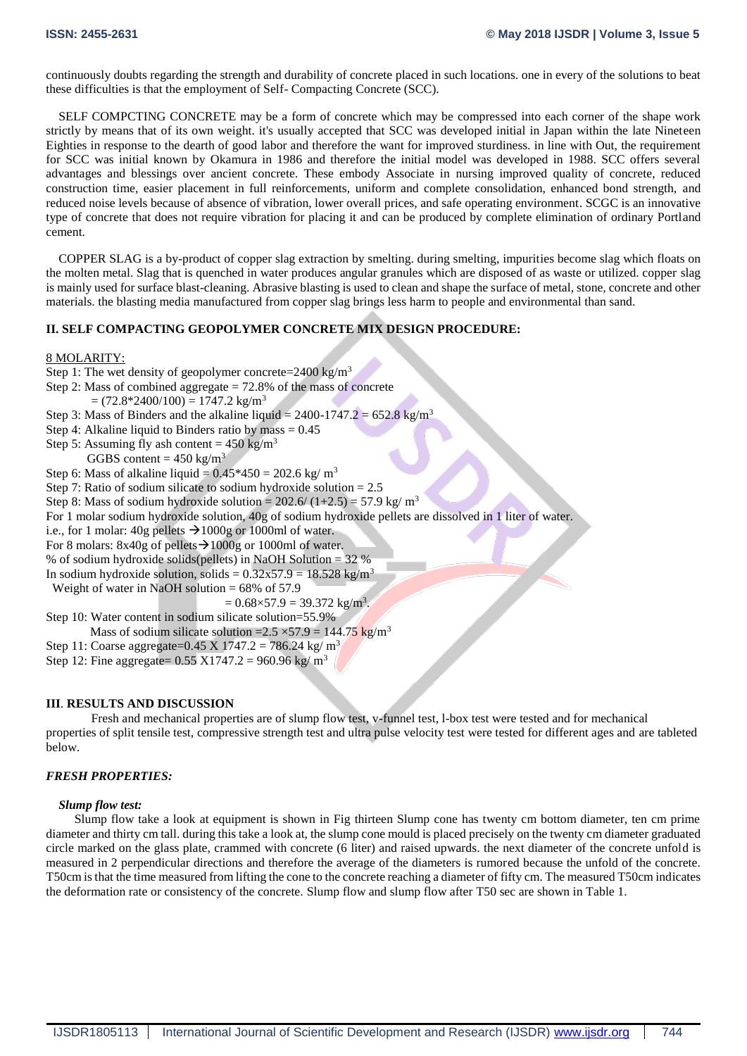continuously doubts regarding the strength and durability of concrete placed in such locations. one in every of the solutions to beat these difficulties is that the employment of Self- Compacting Concrete (SCC).

SELF COMPCTING CONCRETE may be a form of concrete which may be compressed into each corner of the shape work strictly by means that of its own weight. it's usually accepted that SCC was developed initial in Japan within the late Nineteen Eighties in response to the dearth of good labor and therefore the want for improved sturdiness. in line with Out, the requirement for SCC was initial known by Okamura in 1986 and therefore the initial model was developed in 1988. SCC offers several advantages and blessings over ancient concrete. These embody Associate in nursing improved quality of concrete, reduced construction time, easier placement in full reinforcements, uniform and complete consolidation, enhanced bond strength, and reduced noise levels because of absence of vibration, lower overall prices, and safe operating environment. SCGC is an innovative type of concrete that does not require vibration for placing it and can be produced by complete elimination of ordinary Portland cement.

COPPER SLAG is a by-product of copper slag extraction by smelting. during smelting, impurities become slag which floats on the molten metal. Slag that is quenched in water produces angular granules which are disposed of as waste or utilized. copper slag is mainly used for surface blast-cleaning. Abrasive blasting is used to clean and shape the surface of metal, stone, concrete and other materials. the blasting media manufactured from copper slag brings less harm to people and environmental than sand.

## II. SELF COMPACTING GEOPOLYMER CONCRETE MIX DESIGN PROCEDURE:

8 MOLARITY:

Step 1: The wet density of geopolymer concrete=2400 kg/m$^3$

Step 2: Mass of combined aggregate = 72.8% of the mass of concrete

= (72.8*2400/100) = 1747.2 kg/m$^3$

Step 3: Mass of Binders and the alkaline liquid = 2400-1747.2 = 652.8 kg/m$^3$

Step 4: Alkaline liquid to Binders ratio by mass = 0.45

Step 5: Assuming fly ash content = 450 kg/m$^3$

GGBS content = 450 kg/m$^3$

Step 6: Mass of alkaline liquid = 0.45*450 = 202.6 kg/ m$^3$

Step 7: Ratio of sodium silicate to sodium hydroxide solution = 2.5

Step 8: Mass of sodium hydroxide solution = 202.6/ (1+2.5) = 57.9 kg/ m$^3$

For 1 molar sodium hydroxide solution, 40g of sodium hydroxide pellets are dissolved in 1 liter of water.

i.e., for 1 molar: 40g pellets → 1000g or 1000ml of water.

For 8 molars: 8x40g of pellets→1000g or 1000ml of water.

% of sodium hydroxide solids(pellets) in NaOH Solution = 32 %

In sodium hydroxide solution, solids = 0.32x57.9 = 18.528 kg/m$^3$

Weight of water in NaOH solution = 68% of 57.9

= 0.68×57.9 = 39.372 kg/m$^3$.

Step 10: Water content in sodium silicate solution=55.9%

Mass of sodium silicate solution =2.5 ×57.9 = 144.75 kg/m$^3$

Step 11: Coarse aggregate=0.45 X 1747.2 = 786.24 kg/ m$^3$

Step 12: Fine aggregate= 0.55 X1747.2 = 960.96 kg/ m$^3$

## III. RESULTS AND DISCUSSION

Fresh and mechanical properties are of slump flow test, v-funnel test, l-box test were tested and for mechanical properties of split tensile test, compressive strength test and ultra pulse velocity test were tested for different ages and are tableted below.

### *FRESH PROPERTIES:*

#### *Slump flow test:*

Slump flow take a look at equipment is shown in Fig thirteen Slump cone has twenty cm bottom diameter, ten cm prime diameter and thirty cm tall. during this take a look at, the slump cone mould is placed precisely on the twenty cm diameter graduated circle marked on the glass plate, crammed with concrete (6 liter) and raised upwards. the next diameter of the concrete unfold is measured in 2 perpendicular directions and therefore the average of the diameters is rumored because the unfold of the concrete. T50cm is that the time measured from lifting the cone to the concrete reaching a diameter of fifty cm. The measured T50cm indicates the deformation rate or consistency of the concrete. Slump flow and slump flow after T50 sec are shown in Table 1.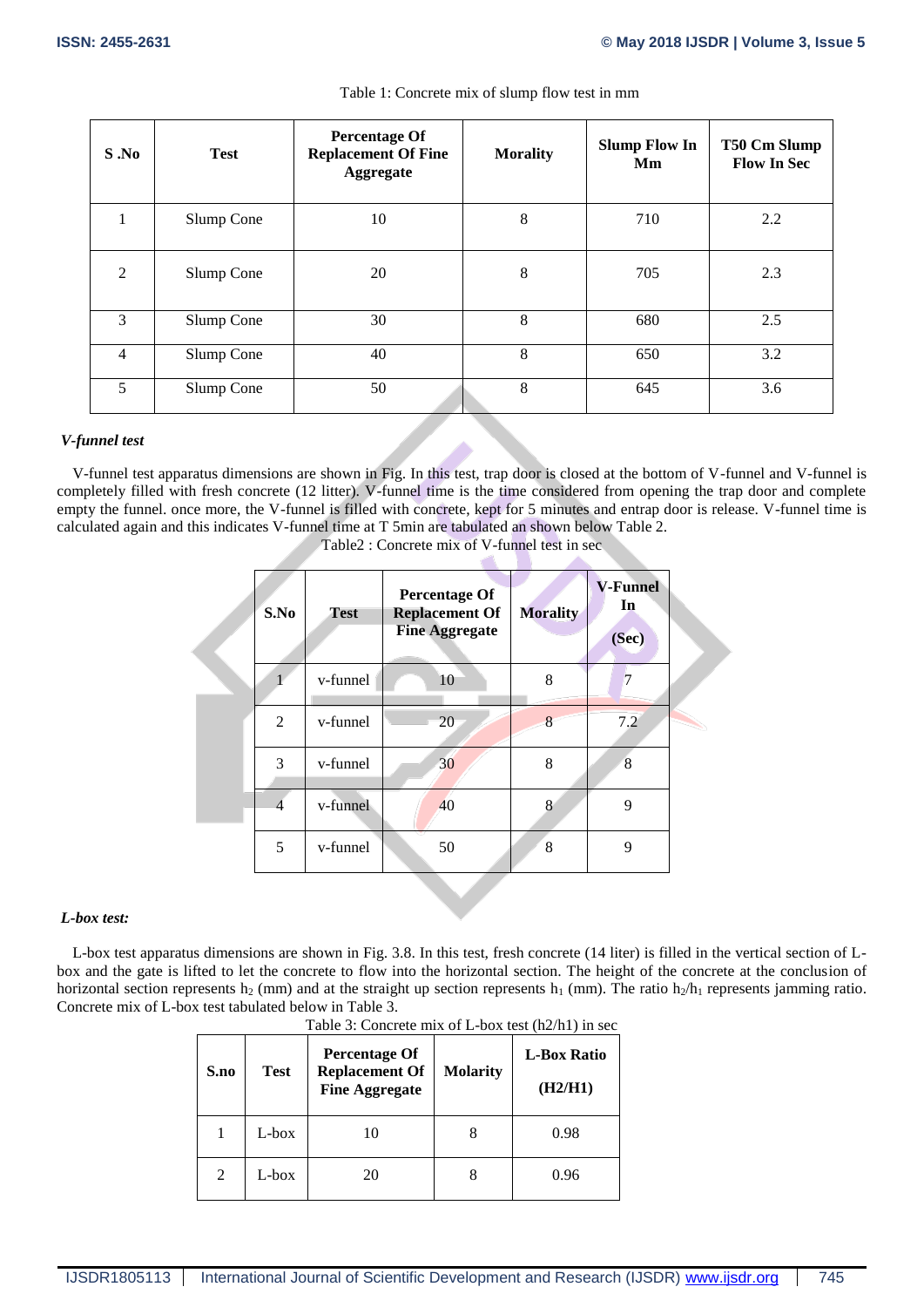Table 1: Concrete mix of slump flow test in mm

| S .No | Test | Percentage Of Replacement Of Fine Aggregate | Morality | Slump Flow In Mm | T50 Cm Slump Flow In Sec |
|---|---|---|---|---|---|
| 1 | Slump Cone | 10 | 8 | 710 | 2.2 |
| 2 | Slump Cone | 20 | 8 | 705 | 2.3 |
| 3 | Slump Cone | 30 | 8 | 680 | 2.5 |
| 4 | Slump Cone | 40 | 8 | 650 | 3.2 |
| 5 | Slump Cone | 50 | 8 | 645 | 3.6 |

***V-funnel test***

V-funnel test apparatus dimensions are shown in Fig. In this test, trap door is closed at the bottom of V-funnel and V-funnel is completely filled with fresh concrete (12 litter). V-funnel time is the time considered from opening the trap door and complete empty the funnel. once more, the V-funnel is filled with concrete, kept for 5 minutes and entrap door is release. V-funnel time is calculated again and this indicates V-funnel time at T 5min are tabulated an shown below Table 2.

Table2 : Concrete mix of V-funnel test in sec

| S.No | Test | Percentage Of Replacement Of Fine Aggregate | Morality | V-Funnel In (Sec) |
|---|---|---|---|---|
| 1 | v-funnel | 10 | 8 | 7 |
| 2 | v-funnel | 20 | 8 | 7.2 |
| 3 | v-funnel | 30 | 8 | 8 |
| 4 | v-funnel | 40 | 8 | 9 |
| 5 | v-funnel | 50 | 8 | 9 |

***L-box test:***

L-box test apparatus dimensions are shown in Fig. 3.8. In this test, fresh concrete (14 liter) is filled in the vertical section of L-box and the gate is lifted to let the concrete to flow into the horizontal section. The height of the concrete at the conclusion of horizontal section represents $h_2$ (mm) and at the straight up section represents $h_1$ (mm). The ratio $h_2/h_1$ represents jamming ratio. Concrete mix of L-box test tabulated below in Table 3.

Table 3: Concrete mix of L-box test (h2/h1) in sec

| S.no | Test | Percentage Of Replacement Of Fine Aggregate | Molarity | L-Box Ratio (H2/H1) |
|---|---|---|---|---|
| 1 | L-box | 10 | 8 | 0.98 |
| 2 | L-box | 20 | 8 | 0.96 |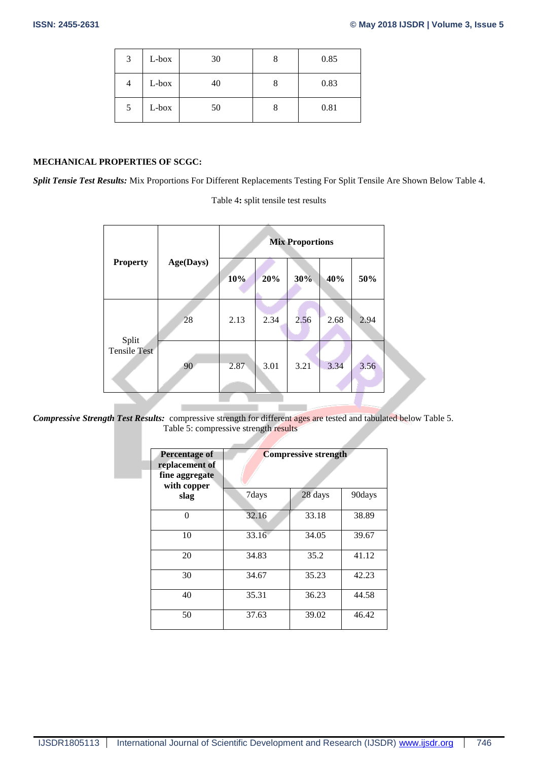| 3 | L-box | 30 | 8 | 0.85 |
|---|---|---|---|---|
| 4 | L-box | 40 | 8 | 0.83 |
| 5 | L-box | 50 | 8 | 0.81 |

**MECHANICAL PROPERTIES OF SCGC:**

***Split Tensie Test Results:*** Mix Proportions For Different Replacements Testing For Split Tensile Are Shown Below Table 4.

Table 4**:** split tensile test results

| **Property** | **Age(Days)** | **Mix Proportions** | | | | |
|---|---|---|---|---|---|---|
| | | **10%** | **20%** | **30%** | **40%** | **50%** |
| Split Tensile Test | 28 | 2.13 | 2.34 | 2.56 | 2.68 | 2.94 |
| | 90 | 2.87 | 3.01 | 3.21 | 3.34 | 3.56 |

***Compressive Strength Test Results:*** compressive strength for different ages are tested and tabulated below Table 5.

Table 5: compressive strength results

| **Percentage of replacement of fine aggregate with copper slag** | **Compressive strength** | | |
|---|---|---|---|
| | 7days | 28 days | 90days |
| 0 | 32.16 | 33.18 | 38.89 |
| 10 | 33.16 | 34.05 | 39.67 |
| 20 | 34.83 | 35.2 | 41.12 |
| 30 | 34.67 | 35.23 | 42.23 |
| 40 | 35.31 | 36.23 | 44.58 |
| 50 | 37.63 | 39.02 | 46.42 |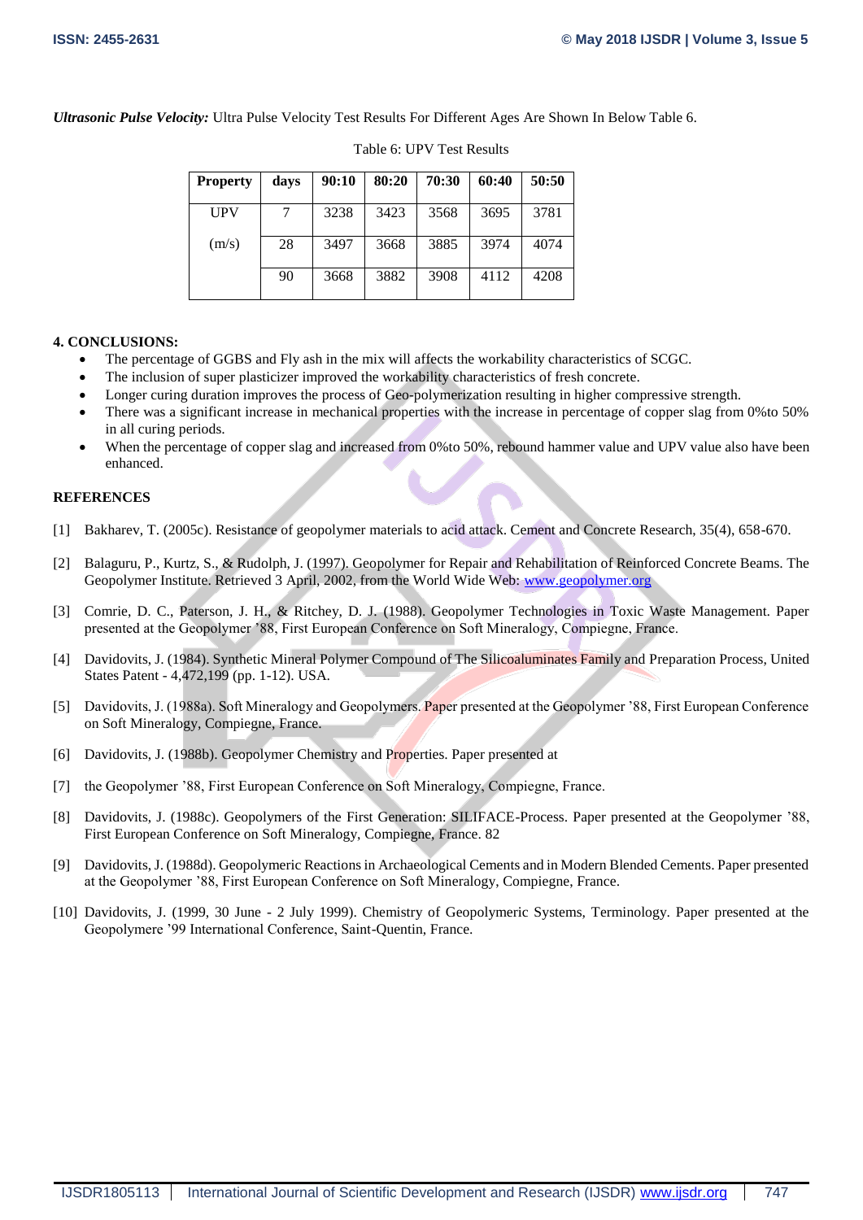***Ultrasonic Pulse Velocity:*** Ultra Pulse Velocity Test Results For Different Ages Are Shown In Below Table 6.

Table 6: UPV Test Results

| Property | days | 90:10 | 80:20 | 70:30 | 60:40 | 50:50 |
|---|---|---|---|---|---|---|
| UPV | 7 | 3238 | 3423 | 3568 | 3695 | 3781 |
| (m/s) | 28 | 3497 | 3668 | 3885 | 3974 | 4074 |
| | 90 | 3668 | 3882 | 3908 | 4112 | 4208 |

## 4. CONCLUSIONS:

- The percentage of GGBS and Fly ash in the mix will affects the workability characteristics of SCGC.
- The inclusion of super plasticizer improved the workability characteristics of fresh concrete.
- Longer curing duration improves the process of Geo-polymerization resulting in higher compressive strength.
- There was a significant increase in mechanical properties with the increase in percentage of copper slag from 0%to 50% in all curing periods.
- When the percentage of copper slag and increased from 0%to 50%, rebound hammer value and UPV value also have been enhanced.

## REFERENCES

[1] Bakharev, T. (2005c). Resistance of geopolymer materials to acid attack. Cement and Concrete Research, 35(4), 658-670.

[2] Balaguru, P., Kurtz, S., & Rudolph, J. (1997). Geopolymer for Repair and Rehabilitation of Reinforced Concrete Beams. The Geopolymer Institute. Retrieved 3 April, 2002, from the World Wide Web: www.geopolymer.org

[3] Comrie, D. C., Paterson, J. H., & Ritchey, D. J. (1988). Geopolymer Technologies in Toxic Waste Management. Paper presented at the Geopolymer '88, First European Conference on Soft Mineralogy, Compiegne, France.

[4] Davidovits, J. (1984). Synthetic Mineral Polymer Compound of The Silicoaluminates Family and Preparation Process, United States Patent - 4,472,199 (pp. 1-12). USA.

[5] Davidovits, J. (1988a). Soft Mineralogy and Geopolymers. Paper presented at the Geopolymer '88, First European Conference on Soft Mineralogy, Compiegne, France.

[6] Davidovits, J. (1988b). Geopolymer Chemistry and Properties. Paper presented at

[7] the Geopolymer '88, First European Conference on Soft Mineralogy, Compiegne, France.

[8] Davidovits, J. (1988c). Geopolymers of the First Generation: SILIFACE-Process. Paper presented at the Geopolymer '88, First European Conference on Soft Mineralogy, Compiegne, France. 82

[9] Davidovits, J. (1988d). Geopolymeric Reactions in Archaeological Cements and in Modern Blended Cements. Paper presented at the Geopolymer '88, First European Conference on Soft Mineralogy, Compiegne, France.

[10] Davidovits, J. (1999, 30 June - 2 July 1999). Chemistry of Geopolymeric Systems, Terminology. Paper presented at the Geopolymere '99 International Conference, Saint-Quentin, France.